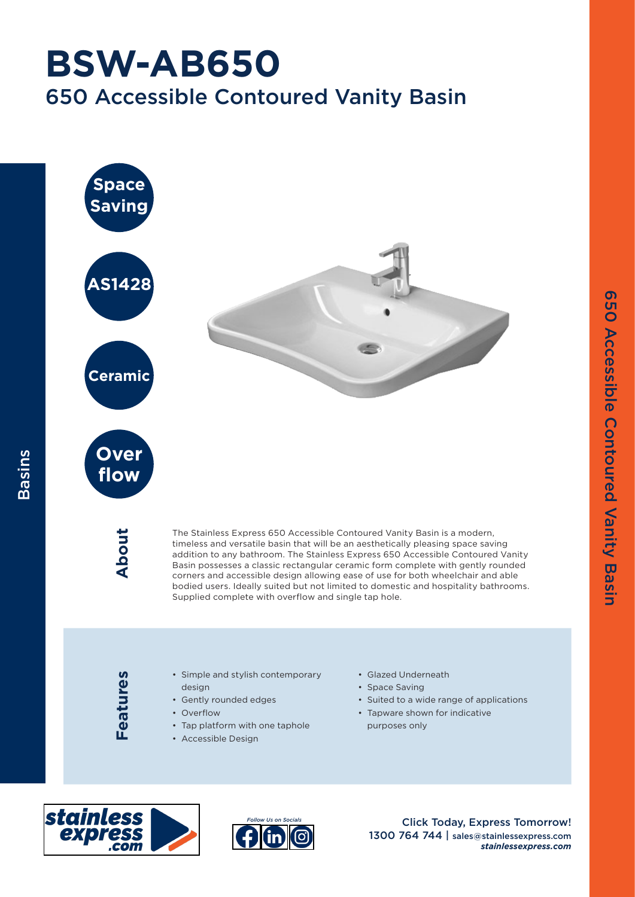# BSW-AB650

## 650 Accessible Contoured Vanity Basin

**Space Saving**

**AS1428**

**Ceramic**

**Over flow**

### About

The Stainless Express 650 Accessible Contoured Vanity Basin is a modern, timeless and versatile basin that will be an aesthetically pleasing space saving addition to any bathroom. The Stainless Express 650 Accessible Contoured Vanity Basin possesses a classic rectangular ceramic form complete with gently rounded corners and accessible design allowing ease of use for both wheelchair and able bodied users. Ideally suited but not limited to domestic and hospitality bathrooms. Supplied complete with overflow and single tap hole.

### Features

- Simple and stylish contemporary design
- Gently rounded edges
- Overflow
- Tap platform with one taphole
- Accessible Design
- Glazed Underneath
- Space Saving
- Suited to a wide range of applications
- Tapware shown for indicative purposes only

Follow Us on Socials

Click Today, Express Tomorrow!
1300 764 744 | sales@stainlessexpress.com
*stainlessexpress.com*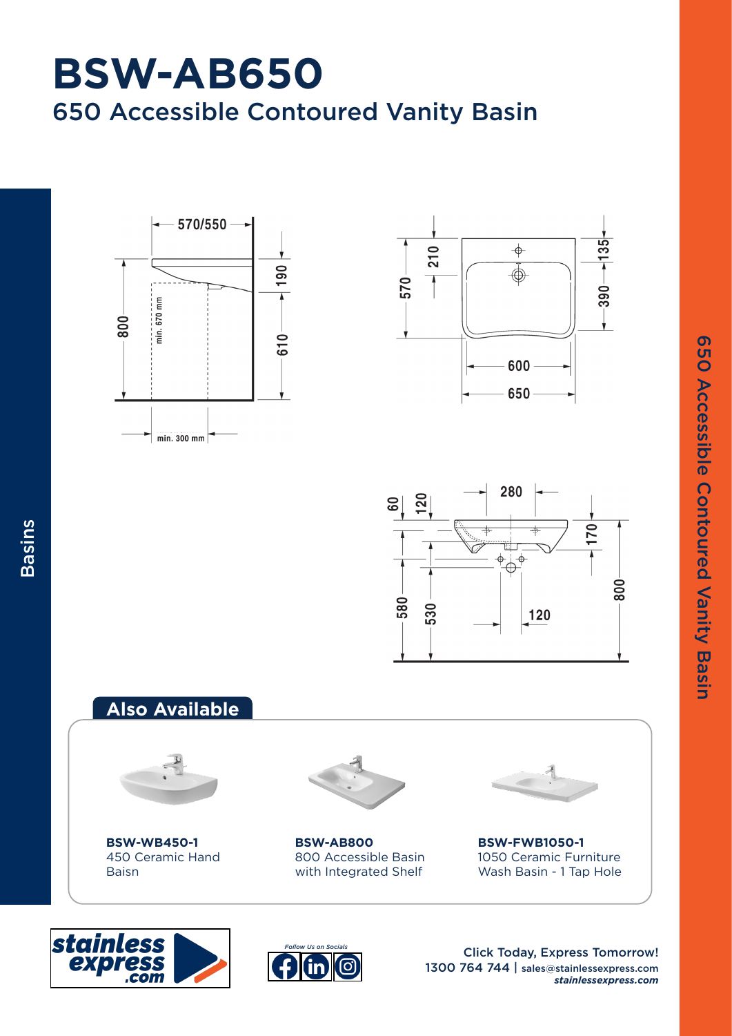# BSW-AB650

## 650 Accessible Contoured Vanity Basin

570/550
800
min. 670 mm
190
610
min. 300 mm

210
570
135
390
600
650

280
60
120
170
580
530
120
800

## Also Available

**BSW-WB450-1**
450 Ceramic Hand Baisn

**BSW-AB800**
800 Accessible Basin with Integrated Shelf

**BSW-FWB1050-1**
1050 Ceramic Furniture Wash Basin - 1 Tap Hole

stainless express .com

*Follow Us on Socials*

Click Today, Express Tomorrow!
1300 764 744 | sales@stainlessexpress.com
***stainlessexpress.com***